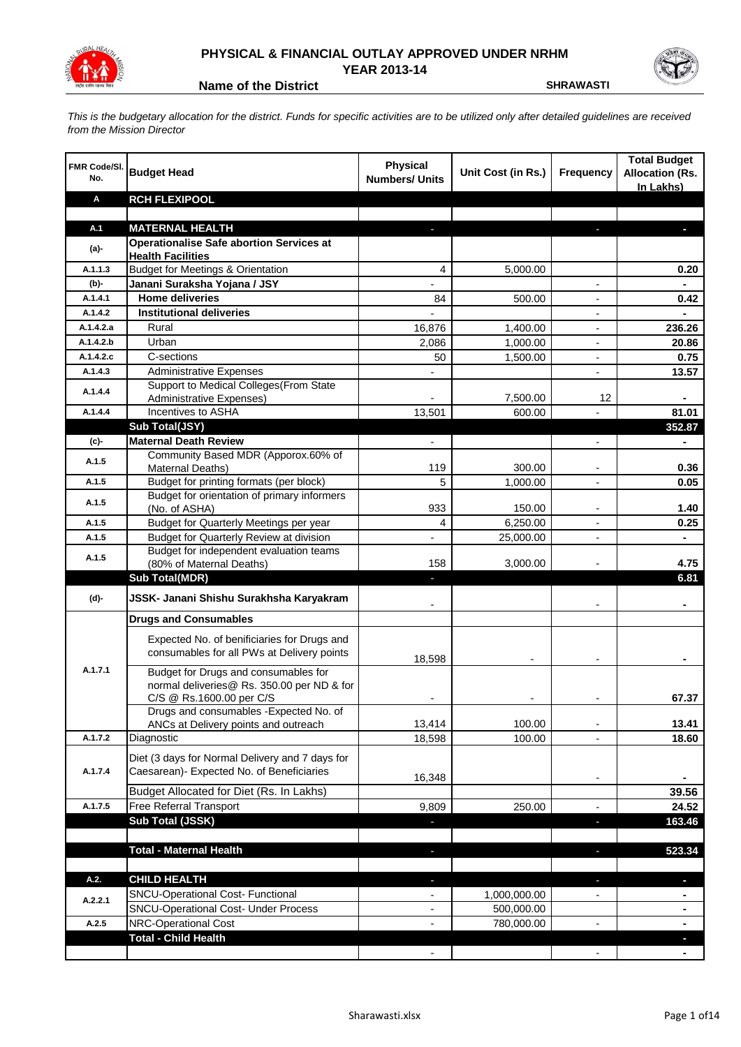# PHYSICAL & FINANCIAL OUTLAY APPROVED UNDER NRHM
## YEAR 2013-14

**Name of the District** SHRAWASTI

*This is the budgetary allocation for the district. Funds for specific activities are to be utilized only after detailed guidelines are received from the Mission Director*

| FMR Code/Sl. No. | Budget Head | Physical Numbers/ Units | Unit Cost (in Rs.) | Frequency | Total Budget Allocation (Rs. In Lakhs) |
|---|---|---|---|---|---|
| **A** | **RCH FLEXIPOOL** | | | | |
| | | | | | |
| **A.1** | **MATERNAL HEALTH** | - | | - | - |
| **(a)-** | **Operationalise Safe abortion Services at Health Facilities** | | | | |
| A.1.1.3 | Budget for Meetings & Orientation | 4 | 5,000.00 | | 0.20 |
| **(b)-** | **Janani Suraksha Yojana / JSY** | - | | - | - |
| A.1.4.1 | **Home deliveries** | 84 | 500.00 | - | 0.42 |
| A.1.4.2 | **Institutional deliveries** | - | | - | - |
| A.1.4.2.a | Rural | 16,876 | 1,400.00 | - | 236.26 |
| A.1.4.2.b | Urban | 2,086 | 1,000.00 | - | 20.86 |
| A.1.4.2.c | C-sections | 50 | 1,500.00 | - | 0.75 |
| A.1.4.3 | Administrative Expenses | - | | - | 13.57 |
| A.1.4.4 | Support to Medical Colleges(From State Administrative Expenses) | - | 7,500.00 | 12 | - |
| A.1.4.4 | Incentives to ASHA | 13,501 | 600.00 | - | 81.01 |
| | **Sub Total(JSY)** | | | | **352.87** |
| **(c)-** | **Maternal Death Review** | - | | - | - |
| A.1.5 | Community Based MDR (Apporox.60% of Maternal Deaths) | 119 | 300.00 | - | 0.36 |
| A.1.5 | Budget for printing formats (per block) | 5 | 1,000.00 | - | 0.05 |
| A.1.5 | Budget for orientation of primary informers (No. of ASHA) | 933 | 150.00 | - | 1.40 |
| A.1.5 | Budget for Quarterly Meetings per year | 4 | 6,250.00 | - | 0.25 |
| A.1.5 | Budget for Quarterly Review at division | - | 25,000.00 | - | - |
| A.1.5 | Budget for independent evaluation teams (80% of Maternal Deaths) | 158 | 3,000.00 | - | 4.75 |
| | **Sub Total(MDR)** | - | | | **6.81** |
| **(d)-** | **JSSK- Janani Shishu Surakhsha Karyakram** | - | | - | - |
| | **Drugs and Consumables** | | | | |
| A.1.7.1 | Expected No. of benificiaries for Drugs and consumables for all PWs at Delivery points | 18,598 | - | - | - |
| | Budget for Drugs and consumables for normal deliveries@ Rs. 350.00 per ND & for C/S @ Rs.1600.00 per C/S | - | - | - | 67.37 |
| | Drugs and consumables -Expected No. of ANCs at Delivery points and outreach | 13,414 | 100.00 | - | 13.41 |
| A.1.7.2 | Diagnostic | 18,598 | 100.00 | - | 18.60 |
| A.1.7.4 | Diet (3 days for Normal Delivery and 7 days for Caesarean)- Expected No. of Beneficiaries | 16,348 | | - | - |
| | Budget Allocated for Diet (Rs. In Lakhs) | | | | 39.56 |
| A.1.7.5 | Free Referral Transport | 9,809 | 250.00 | - | 24.52 |
| | **Sub Total (JSSK)** | - | | - | **163.46** |
| | | | | | |
| | **Total - Maternal Health** | - | | - | **523.34** |
| | | | | | |
| **A.2.** | **CHILD HEALTH** | - | | - | - |
| A.2.2.1 | SNCU-Operational Cost- Functional | - | 1,000,000.00 | - | - |
| | SNCU-Operational Cost- Under Process | - | 500,000.00 | | - |
| A.2.5 | NRC-Operational Cost | - | 780,000.00 | - | - |
| | **Total - Child Health** | | | | - |
| | | - | | - | - |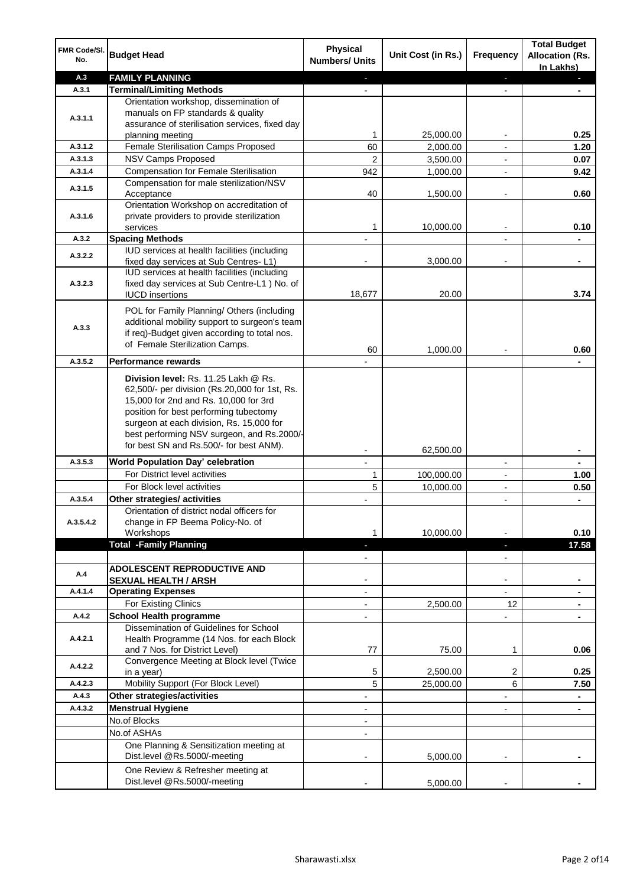| FMR Code/Sl. No. | Budget Head | Physical Numbers/ Units | Unit Cost (in Rs.) | Frequency | Total Budget Allocation (Rs. In Lakhs) |
|---|---|---|---|---|---|
| **A.3** | **FAMILY PLANNING** | - | | - | - |
| **A.3.1** | **Terminal/Limiting Methods** | - | | - | - |
| A.3.1.1 | Orientation workshop, dissemination of manuals on FP standards & quality assurance of sterilisation services, fixed day planning meeting | 1 | 25,000.00 | - | **0.25** |
| A.3.1.2 | Female Sterilisation Camps Proposed | 60 | 2,000.00 | - | **1.20** |
| A.3.1.3 | NSV Camps Proposed | 2 | 3,500.00 | - | **0.07** |
| A.3.1.4 | Compensation for Female Sterilisation | 942 | 1,000.00 | - | **9.42** |
| A.3.1.5 | Compensation for male sterilization/NSV Acceptance | 40 | 1,500.00 | - | **0.60** |
| A.3.1.6 | Orientation Workshop on accreditation of private providers to provide sterilization services | 1 | 10,000.00 | - | **0.10** |
| **A.3.2** | **Spacing Methods** | - | | - | - |
| A.3.2.2 | IUD services at health facilities (including fixed day services at Sub Centres- L1) | - | 3,000.00 | - | - |
| A.3.2.3 | IUD services at health facilities (including fixed day services at Sub Centre-L1 ) No. of IUCD insertions | 18,677 | 20.00 | | **3.74** |
| A.3.3 | POL for Family Planning/ Others (including additional mobility support to surgeon's team if req)-Budget given according to total nos. of Female Sterilization Camps. | 60 | 1,000.00 | - | **0.60** |
| **A.3.5.2** | **Performance rewards** | - | | | - |
| | **Division level:** Rs. 11.25 Lakh @ Rs. 62,500/- per division (Rs.20,000 for 1st, Rs. 15,000 for 2nd and Rs. 10,000 for 3rd position for best performing tubectomy surgeon at each division, Rs. 15,000 for best performing NSV surgeon, and Rs.2000/- for best SN and Rs.500/- for best ANM). | - | 62,500.00 | | - |
| **A.3.5.3** | **World Population Day' celebration** | - | | - | - |
| | For District level activities | 1 | 100,000.00 | - | **1.00** |
| | For Block level activities | 5 | 10,000.00 | - | **0.50** |
| **A.3.5.4** | **Other strategies/ activities** | - | | - | - |
| A.3.5.4.2 | Orientation of district nodal officers for change in FP Beema Policy-No. of Workshops | 1 | 10,000.00 | - | **0.10** |
| | **Total -Family Planning** | - | | - | **17.58** |
| | | - | | - | |
| **A.4** | **ADOLESCENT REPRODUCTIVE AND SEXUAL HEALTH / ARSH** | - | | - | - |
| **A.4.1.4** | **Operating Expenses** | - | | - | - |
| | For Existing Clinics | - | 2,500.00 | 12 | - |
| **A.4.2** | **School Health programme** | - | | - | - |
| A.4.2.1 | Dissemination of Guidelines for School Health Programme (14 Nos. for each Block and 7 Nos. for District Level) | 77 | 75.00 | 1 | **0.06** |
| A.4.2.2 | Convergence Meeting at Block level (Twice in a year) | 5 | 2,500.00 | 2 | **0.25** |
| A.4.2.3 | Mobility Support (For Block Level) | 5 | 25,000.00 | 6 | **7.50** |
| **A.4.3** | **Other strategies/activities** | - | | - | - |
| **A.4.3.2** | **Menstrual Hygiene** | - | | - | - |
| | No.of Blocks | - | | | |
| | No.of ASHAs | - | | | |
| | One Planning & Sensitization meeting at Dist.level @Rs.5000/-meeting | - | 5,000.00 | - | - |
| | One Review & Refresher meeting at Dist.level @Rs.5000/-meeting | - | 5,000.00 | - | - |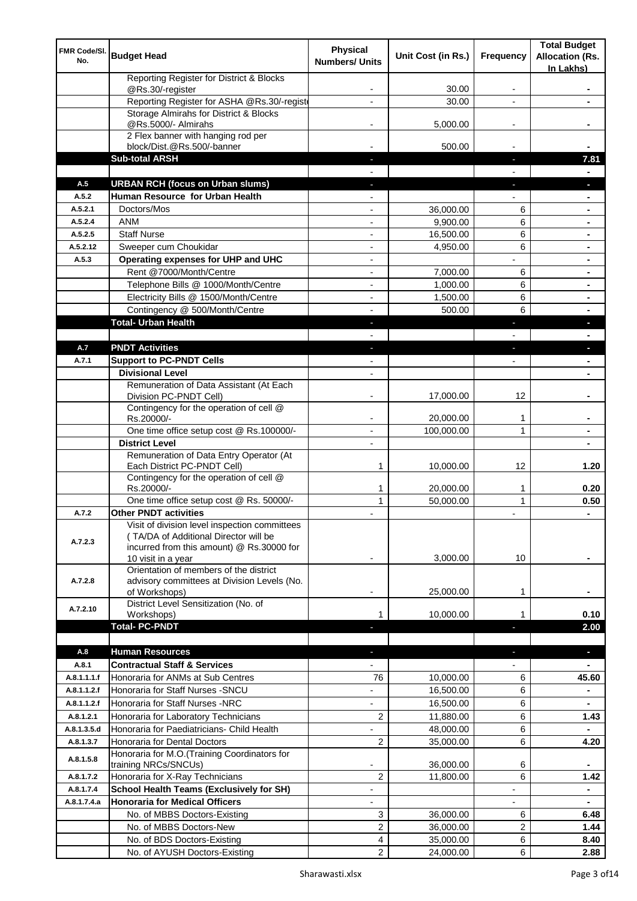| FMR Code/Sl. No. | Budget Head | Physical Numbers/ Units | Unit Cost (in Rs.) | Frequency | Total Budget Allocation (Rs. In Lakhs) |
|---|---|---|---|---|---|
| | Reporting Register for District & Blocks @Rs.30/-register | - | 30.00 | - | - |
| | Reporting Register for ASHA @Rs.30/-registe | - | 30.00 | - | - |
| | Storage Almirahs for District & Blocks @Rs.5000/- Almirahs | - | 5,000.00 | - | - |
| | 2 Flex banner with hanging rod per block/Dist.@Rs.500/-banner | - | 500.00 | - | - |
| | **Sub-total ARSH** | - | | - | **7.81** |
| | | - | | - | - |
| **A.5** | **URBAN RCH (focus on Urban slums)** | - | | - | - |
| **A.5.2** | **Human Resource for Urban Health** | - | | - | - |
| A.5.2.1 | Doctors/Mos | - | 36,000.00 | 6 | - |
| A.5.2.4 | ANM | - | 9,900.00 | 6 | - |
| A.5.2.5 | Staff Nurse | - | 16,500.00 | 6 | - |
| A.5.2.12 | Sweeper cum Choukidar | - | 4,950.00 | 6 | - |
| **A.5.3** | **Operating expenses for UHP and UHC** | - | | - | - |
| | Rent @7000/Month/Centre | - | 7,000.00 | 6 | - |
| | Telephone Bills @ 1000/Month/Centre | - | 1,000.00 | 6 | - |
| | Electricity Bills @ 1500/Month/Centre | - | 1,500.00 | 6 | - |
| | Contingency @ 500/Month/Centre | - | 500.00 | 6 | - |
| | **Total- Urban Health** | - | | - | - |
| | | - | | - | - |
| **A.7** | **PNDT Activities** | - | | - | - |
| **A.7.1** | **Support to PC-PNDT Cells** | - | | - | - |
| | **Divisional Level** | - | | | - |
| | Remuneration of Data Assistant (At Each Division PC-PNDT Cell) | - | 17,000.00 | 12 | - |
| | Contingency for the operation of cell @ Rs.20000/- | - | 20,000.00 | 1 | - |
| | One time office setup cost @ Rs.100000/- | - | 100,000.00 | 1 | - |
| | **District Level** | - | | | - |
| | Remuneration of Data Entry Operator (At Each District PC-PNDT Cell) | 1 | 10,000.00 | 12 | **1.20** |
| | Contingency for the operation of cell @ Rs.20000/- | 1 | 20,000.00 | 1 | **0.20** |
| | One time office setup cost @ Rs. 50000/- | 1 | 50,000.00 | 1 | **0.50** |
| **A.7.2** | **Other PNDT activities** | - | | - | - |
| A.7.2.3 | Visit of division level inspection committees ( TA/DA of Additional Director will be incurred from this amount) @ Rs.30000 for 10 visit in a year | - | 3,000.00 | 10 | - |
| A.7.2.8 | Orientation of members of the district advisory committees at Division Levels (No. of Workshops) | - | 25,000.00 | 1 | - |
| A.7.2.10 | District Level Sensitization (No. of Workshops) | 1 | 10,000.00 | 1 | **0.10** |
| | **Total- PC-PNDT** | - | | - | **2.00** |
| | | | | | |
| **A.8** | **Human Resources** | - | | - | - |
| **A.8.1** | **Contractual Staff & Services** | - | | - | - |
| A.8.1.1.1.f | Honoraria for ANMs at Sub Centres | 76 | 10,000.00 | 6 | **45.60** |
| A.8.1.1.2.f | Honoraria for Staff Nurses -SNCU | - | 16,500.00 | 6 | - |
| A.8.1.1.2.f | Honoraria for Staff Nurses -NRC | - | 16,500.00 | 6 | - |
| A.8.1.2.1 | Honoraria for Laboratory Technicians | 2 | 11,880.00 | 6 | **1.43** |
| A.8.1.3.5.d | Honoraria for Paediatricians- Child Health | - | 48,000.00 | 6 | - |
| A.8.1.3.7 | Honoraria for Dental Doctors | 2 | 35,000.00 | 6 | **4.20** |
| A.8.1.5.8 | Honoraria for M.O.(Training Coordinators for training NRCs/SNCUs) | - | 36,000.00 | 6 | - |
| A.8.1.7.2 | Honoraria for X-Ray Technicians | 2 | 11,800.00 | 6 | **1.42** |
| A.8.1.7.4 | **School Health Teams (Exclusively for SH)** | - | | - | - |
| A.8.1.7.4.a | **Honoraria for Medical Officers** | - | | - | - |
| | No. of MBBS Doctors-Existing | 3 | 36,000.00 | 6 | **6.48** |
| | No. of MBBS Doctors-New | 2 | 36,000.00 | 2 | **1.44** |
| | No. of BDS Doctors-Existing | 4 | 35,000.00 | 6 | **8.40** |
| | No. of AYUSH Doctors-Existing | 2 | 24,000.00 | 6 | **2.88** |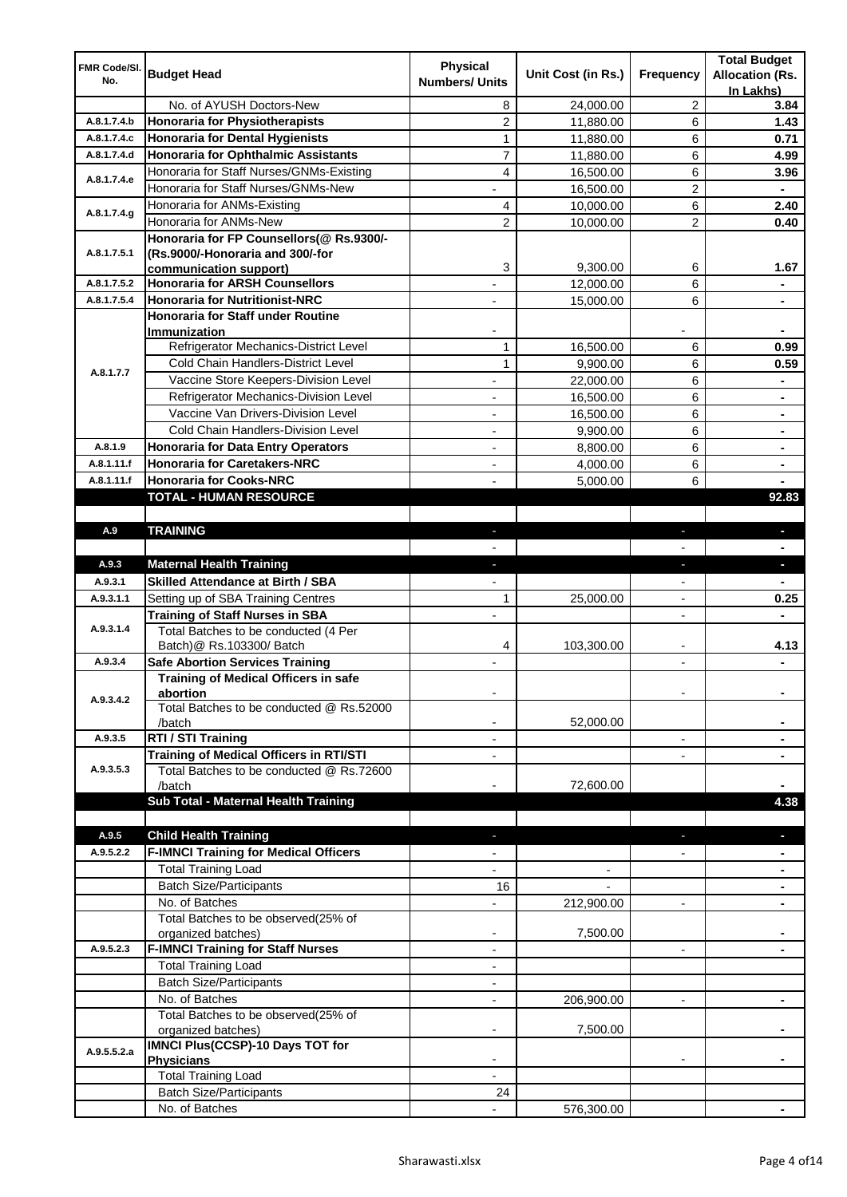| FMR Code/Sl. No. | Budget Head | Physical Numbers/ Units | Unit Cost (in Rs.) | Frequency | Total Budget Allocation (Rs. In Lakhs) |
|---|---|---|---|---|---|
| | No. of AYUSH Doctors-New | 8 | 24,000.00 | 2 | 3.84 |
| A.8.1.7.4.b | **Honoraria for Physiotherapists** | 2 | 11,880.00 | 6 | 1.43 |
| A.8.1.7.4.c | **Honoraria for Dental Hygienists** | 1 | 11,880.00 | 6 | 0.71 |
| A.8.1.7.4.d | **Honoraria for Ophthalmic Assistants** | 7 | 11,880.00 | 6 | 4.99 |
| A.8.1.7.4.e | Honoraria for Staff Nurses/GNMs-Existing | 4 | 16,500.00 | 6 | 3.96 |
| | Honoraria for Staff Nurses/GNMs-New | - | 16,500.00 | 2 | - |
| A.8.1.7.4.g | Honoraria for ANMs-Existing | 4 | 10,000.00 | 6 | 2.40 |
| | Honoraria for ANMs-New | 2 | 10,000.00 | 2 | 0.40 |
| A.8.1.7.5.1 | **Honoraria for FP Counsellors(@ Rs.9300/- (Rs.9000/-Honoraria and 300/-for communication support)** | 3 | 9,300.00 | 6 | 1.67 |
| A.8.1.7.5.2 | **Honoraria for ARSH Counsellors** | - | 12,000.00 | 6 | - |
| A.8.1.7.5.4 | **Honoraria for Nutritionist-NRC** | - | 15,000.00 | 6 | - |
| A.8.1.7.7 | **Honoraria for Staff under Routine Immunization** | - | | - | - |
| | Refrigerator Mechanics-District Level | 1 | 16,500.00 | 6 | 0.99 |
| | Cold Chain Handlers-District Level | 1 | 9,900.00 | 6 | 0.59 |
| | Vaccine Store Keepers-Division Level | - | 22,000.00 | 6 | - |
| | Refrigerator Mechanics-Division Level | - | 16,500.00 | 6 | - |
| | Vaccine Van Drivers-Division Level | - | 16,500.00 | 6 | - |
| | Cold Chain Handlers-Division Level | - | 9,900.00 | 6 | - |
| A.8.1.9 | **Honoraria for Data Entry Operators** | - | 8,800.00 | 6 | - |
| A.8.1.11.f | **Honoraria for Caretakers-NRC** | - | 4,000.00 | 6 | - |
| A.8.1.11.f | **Honoraria for Cooks-NRC** | - | 5,000.00 | 6 | - |
| | **TOTAL - HUMAN RESOURCE** | | | | **92.83** |
| | | | | | |
| **A.9** | **TRAINING** | - | | - | - |
| | | - | | - | - |
| **A.9.3** | **Maternal Health Training** | - | | - | - |
| A.9.3.1 | **Skilled Attendance at Birth / SBA** | - | | - | - |
| A.9.3.1.1 | Setting up of SBA Training Centres | 1 | 25,000.00 | - | 0.25 |
| A.9.3.1.4 | **Training of Staff Nurses in SBA** | - | | - | - |
| | Total Batches to be conducted (4 Per Batch)@ Rs.103300/ Batch | 4 | 103,300.00 | - | 4.13 |
| A.9.3.4 | **Safe Abortion Services Training** | - | | - | - |
| A.9.3.4.2 | **Training of Medical Officers in safe abortion** | - | | - | - |
| | Total Batches to be conducted @ Rs.52000 /batch | - | 52,000.00 | | - |
| A.9.3.5 | **RTI / STI Training** | - | | - | - |
| A.9.3.5.3 | **Training of Medical Officers in RTI/STI** | - | | - | - |
| | Total Batches to be conducted @ Rs.72600 /batch | - | 72,600.00 | | - |
| | **Sub Total - Maternal Health Training** | | | | **4.38** |
| | | | | | |
| **A.9.5** | **Child Health Training** | - | | - | - |
| A.9.5.2.2 | **F-IMNCI Training for Medical Officers** | - | | - | - |
| | Total Training Load | - | - | | - |
| | Batch Size/Participants | 16 | - | | - |
| | No. of Batches | - | 212,900.00 | - | - |
| | Total Batches to be observed(25% of organized batches) | - | 7,500.00 | | - |
| A.9.5.2.3 | **F-IMNCI Training for Staff Nurses** | - | | - | - |
| | Total Training Load | - | | | |
| | Batch Size/Participants | - | | | |
| | No. of Batches | - | 206,900.00 | - | - |
| | Total Batches to be observed(25% of organized batches) | - | 7,500.00 | | - |
| A.9.5.5.2.a | **IMNCI Plus(CCSP)-10 Days TOT for Physicians** | - | | - | - |
| | Total Training Load | - | | | |
| | Batch Size/Participants | 24 | | | |
| | No. of Batches | - | 576,300.00 | | - |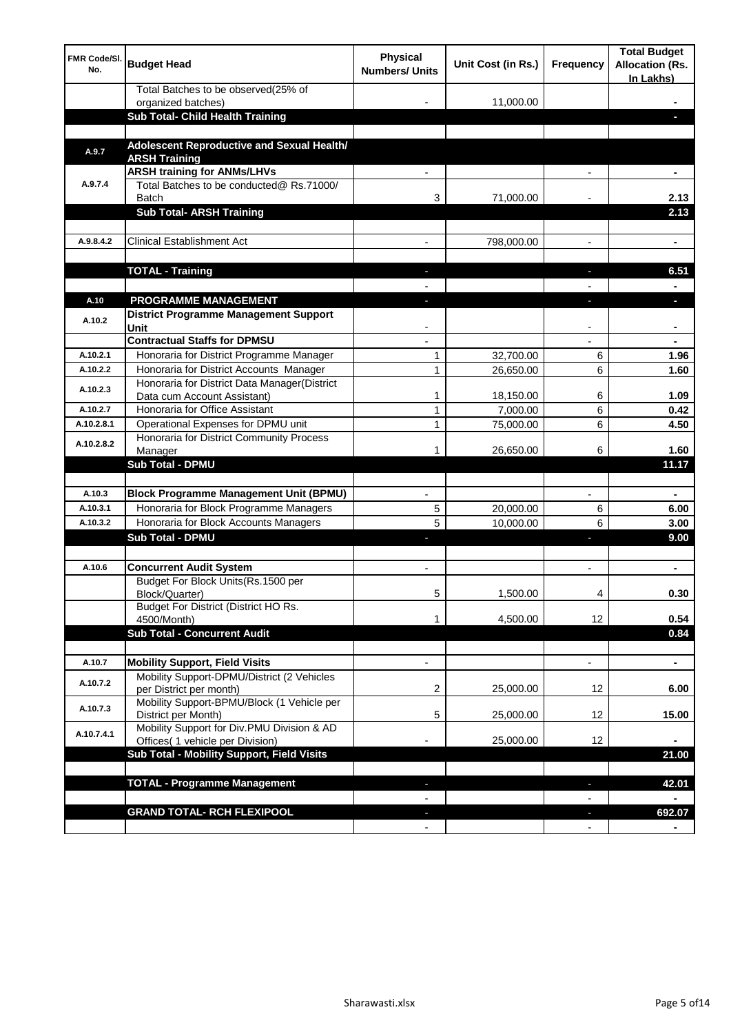| FMR Code/Sl. No. | Budget Head | Physical Numbers/ Units | Unit Cost (in Rs.) | Frequency | Total Budget Allocation (Rs. In Lakhs) |
|---|---|---|---|---|---|
| | Total Batches to be observed(25% of organized batches) | - | 11,000.00 | | - |
| | **Sub Total- Child Health Training** | | | | - |
| | | | | | |
| **A.9.7** | **Adolescent Reproductive and Sexual Health/ ARSH Training** | | | | |
| A.9.7.4 | **ARSH training for ANMs/LHVs** | - | | - | - |
| | Total Batches to be conducted@ Rs.71000/ Batch | 3 | 71,000.00 | - | 2.13 |
| | **Sub Total- ARSH Training** | | | | **2.13** |
| | | | | | |
| A.9.8.4.2 | Clinical Establishment Act | - | 798,000.00 | - | - |
| | | | | | |
| | **TOTAL - Training** | - | | - | **6.51** |
| | | - | | - | - |
| **A.10** | **PROGRAMME MANAGEMENT** | - | | - | - |
| A.10.2 | **District Programme Management Support Unit** | - | | - | - |
| | **Contractual Staffs for DPMSU** | - | | - | - |
| A.10.2.1 | Honoraria for District Programme Manager | 1 | 32,700.00 | 6 | 1.96 |
| A.10.2.2 | Honoraria for District Accounts Manager | 1 | 26,650.00 | 6 | 1.60 |
| A.10.2.3 | Honoraria for District Data Manager(District Data cum Account Assistant) | 1 | 18,150.00 | 6 | 1.09 |
| A.10.2.7 | Honoraria for Office Assistant | 1 | 7,000.00 | 6 | 0.42 |
| A.10.2.8.1 | Operational Expenses for DPMU unit | 1 | 75,000.00 | 6 | 4.50 |
| A.10.2.8.2 | Honoraria for District Community Process Manager | 1 | 26,650.00 | 6 | 1.60 |
| | **Sub Total - DPMU** | | | | **11.17** |
| | | | | | |
| A.10.3 | **Block Programme Management Unit (BPMU)** | - | | - | - |
| A.10.3.1 | Honoraria for Block Programme Managers | 5 | 20,000.00 | 6 | 6.00 |
| A.10.3.2 | Honoraria for Block Accounts Managers | 5 | 10,000.00 | 6 | 3.00 |
| | **Sub Total - DPMU** | - | | - | **9.00** |
| | | | | | |
| A.10.6 | **Concurrent Audit System** | - | | - | - |
| | Budget For Block Units(Rs.1500 per Block/Quarter) | 5 | 1,500.00 | 4 | 0.30 |
| | Budget For District (District HO Rs. 4500/Month) | 1 | 4,500.00 | 12 | 0.54 |
| | **Sub Total - Concurrent Audit** | | | | **0.84** |
| | | | | | |
| A.10.7 | **Mobility Support, Field Visits** | - | | - | - |
| A.10.7.2 | Mobility Support-DPMU/District (2 Vehicles per District per month) | 2 | 25,000.00 | 12 | 6.00 |
| A.10.7.3 | Mobility Support-BPMU/Block (1 Vehicle per District per Month) | 5 | 25,000.00 | 12 | 15.00 |
| A.10.7.4.1 | Mobility Support for Div.PMU Division & AD Offices( 1 vehicle per Division) | - | 25,000.00 | 12 | - |
| | **Sub Total - Mobility Support, Field Visits** | | | | **21.00** |
| | | | | | |
| | **TOTAL - Programme Management** | - | | - | **42.01** |
| | | - | | - | - |
| | **GRAND TOTAL- RCH FLEXIPOOL** | - | | - | **692.07** |
| | | - | | - | - |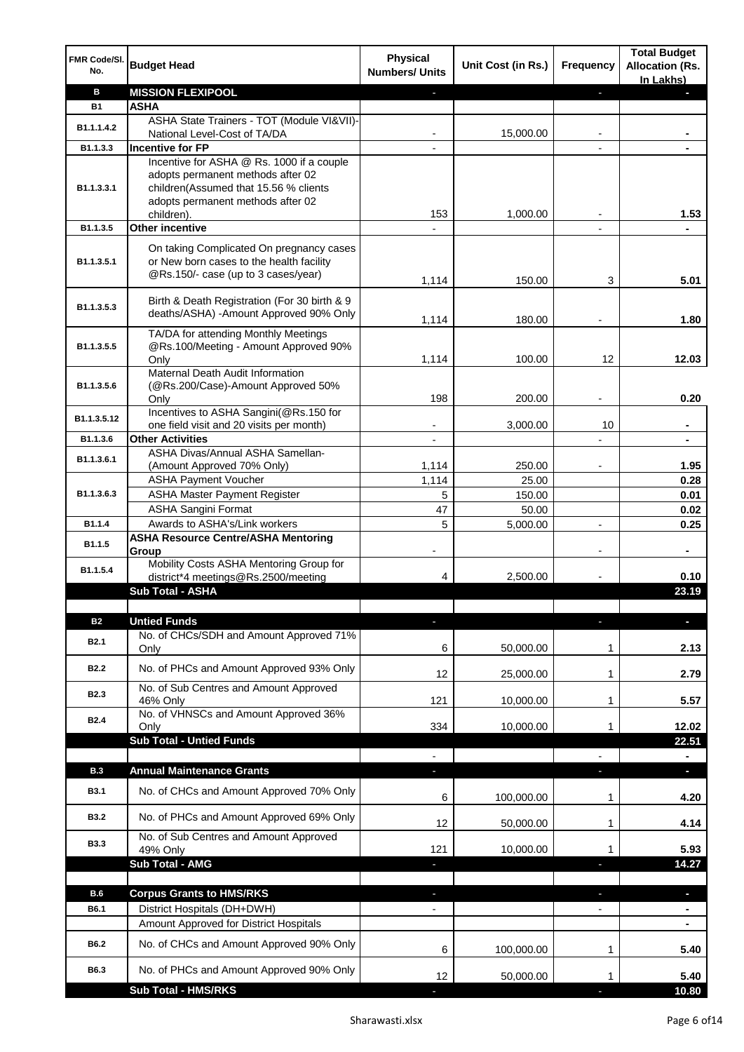| FMR Code/Sl. No. | Budget Head | Physical Numbers/ Units | Unit Cost (in Rs.) | Frequency | Total Budget Allocation (Rs. In Lakhs) |
|---|---|---|---|---|---|
| **B** | **MISSION FLEXIPOOL** | - | | - | - |
| **B1** | **ASHA** | | | | |
| B1.1.1.4.2 | ASHA State Trainers - TOT (Module VI&VII)-National Level-Cost of TA/DA | - | 15,000.00 | - | - |
| B1.1.3.3 | **Incentive for FP** | - | | - | - |
| B1.1.3.3.1 | Incentive for ASHA @ Rs. 1000 if a couple adopts permanent methods after 02 children(Assumed that 15.56 % clients adopts permanent methods after 02 children). | 153 | 1,000.00 | - | 1.53 |
| B1.1.3.5 | **Other incentive** | - | | - | - |
| B1.1.3.5.1 | On taking Complicated On pregnancy cases or New born cases to the health facility @Rs.150/- case (up to 3 cases/year) | 1,114 | 150.00 | 3 | 5.01 |
| B1.1.3.5.3 | Birth & Death Registration (For 30 birth & 9 deaths/ASHA) -Amount Approved 90% Only | 1,114 | 180.00 | - | 1.80 |
| B1.1.3.5.5 | TA/DA for attending Monthly Meetings @Rs.100/Meeting - Amount Approved 90% Only | 1,114 | 100.00 | 12 | 12.03 |
| B1.1.3.5.6 | Maternal Death Audit Information (@Rs.200/Case)-Amount Approved 50% Only | 198 | 200.00 | - | 0.20 |
| B1.1.3.5.12 | Incentives to ASHA Sangini(@Rs.150 for one field visit and 20 visits per month) | - | 3,000.00 | 10 | - |
| B1.1.3.6 | **Other Activities** | - | | - | - |
| B1.1.3.6.1 | ASHA Divas/Annual ASHA Samellan-(Amount Approved 70% Only) | 1,114 | 250.00 | - | 1.95 |
| B1.1.3.6.3 | ASHA Payment Voucher | 1,114 | 25.00 | | 0.28 |
| | ASHA Master Payment Register | 5 | 150.00 | | 0.01 |
| | ASHA Sangini Format | 47 | 50.00 | | 0.02 |
| B1.1.4 | Awards to ASHA's/Link workers | 5 | 5,000.00 | - | 0.25 |
| B1.1.5 | **ASHA Resource Centre/ASHA Mentoring Group** | - | | - | - |
| B1.1.5.4 | Mobility Costs ASHA Mentoring Group for district*4 meetings@Rs.2500/meeting | 4 | 2,500.00 | - | 0.10 |
| | **Sub Total - ASHA** | | | | **23.19** |
| | | | | | |
| **B2** | **Untied Funds** | - | | - | - |
| B2.1 | No. of CHCs/SDH and Amount Approved 71% Only | 6 | 50,000.00 | 1 | 2.13 |
| B2.2 | No. of PHCs and Amount Approved 93% Only | 12 | 25,000.00 | 1 | 2.79 |
| B2.3 | No. of Sub Centres and Amount Approved 46% Only | 121 | 10,000.00 | 1 | 5.57 |
| B2.4 | No. of VHNSCs and Amount Approved 36% Only | 334 | 10,000.00 | 1 | 12.02 |
| | **Sub Total - Untied Funds** | | | | **22.51** |
| | | - | | - | - |
| **B.3** | **Annual Maintenance Grants** | - | | - | - |
| B3.1 | No. of CHCs and Amount Approved 70% Only | 6 | 100,000.00 | 1 | 4.20 |
| B3.2 | No. of PHCs and Amount Approved 69% Only | 12 | 50,000.00 | 1 | 4.14 |
| B3.3 | No. of Sub Centres and Amount Approved 49% Only | 121 | 10,000.00 | 1 | 5.93 |
| | **Sub Total - AMG** | - | | - | **14.27** |
| | | | | | |
| **B.6** | **Corpus Grants to HMS/RKS** | - | | - | - |
| B6.1 | District Hospitals (DH+DWH) | - | | - | - |
| | Amount Approved for District Hospitals | | | | - |
| B6.2 | No. of CHCs and Amount Approved 90% Only | 6 | 100,000.00 | 1 | 5.40 |
| B6.3 | No. of PHCs and Amount Approved 90% Only | 12 | 50,000.00 | 1 | 5.40 |
| | **Sub Total - HMS/RKS** | - | | - | **10.80** |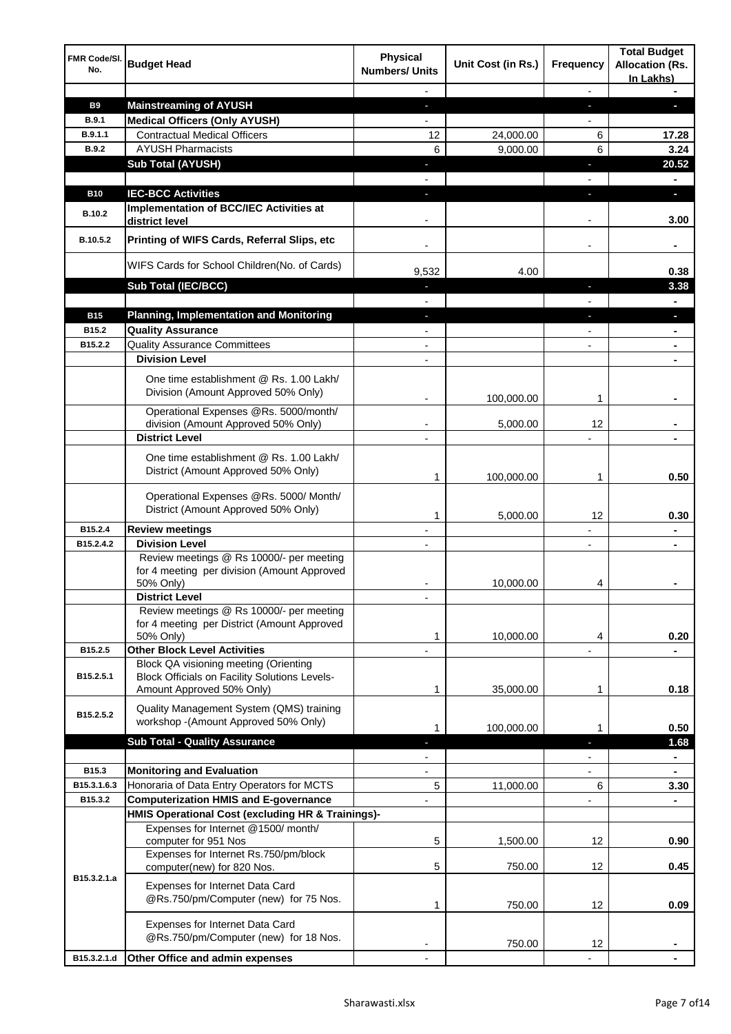| FMR Code/Sl. No. | Budget Head | Physical Numbers/ Units | Unit Cost (in Rs.) | Frequency | Total Budget Allocation (Rs. In Lakhs) |
|---|---|---|---|---|---|
| | | - | | - | - |
| **B9** | **Mainstreaming of AYUSH** | - | | - | - |
| **B.9.1** | **Medical Officers (Only AYUSH)** | - | | - | |
| **B.9.1.1** | Contractual Medical Officers | 12 | 24,000.00 | 6 | **17.28** |
| **B.9.2** | AYUSH Pharmacists | 6 | 9,000.00 | 6 | **3.24** |
| | **Sub Total (AYUSH)** | - | | - | **20.52** |
| | | - | | - | - |
| **B10** | **IEC-BCC Activities** | - | | - | - |
| **B.10.2** | **Implementation of BCC/IEC Activities at district level** | - | | - | **3.00** |
| **B.10.5.2** | **Printing of WIFS Cards, Referral Slips, etc** | - | | - | - |
| | WIFS Cards for School Children(No. of Cards) | 9,532 | 4.00 | | **0.38** |
| | **Sub Total (IEC/BCC)** | - | | - | **3.38** |
| | | - | | - | - |
| **B15** | **Planning, Implementation and Monitoring** | - | | - | - |
| **B15.2** | **Quality Assurance** | - | | - | - |
| **B15.2.2** | Quality Assurance Committees | - | | - | - |
| | **Division Level** | - | | | - |
| | One time establishment @ Rs. 1.00 Lakh/ Division (Amount Approved 50% Only) | - | 100,000.00 | 1 | - |
| | Operational Expenses @Rs. 5000/month/ division (Amount Approved 50% Only) | - | 5,000.00 | 12 | - |
| | **District Level** | - | | - | - |
| | One time establishment @ Rs. 1.00 Lakh/ District (Amount Approved 50% Only) | 1 | 100,000.00 | 1 | **0.50** |
| | Operational Expenses @Rs. 5000/ Month/ District (Amount Approved 50% Only) | 1 | 5,000.00 | 12 | **0.30** |
| **B15.2.4** | **Review meetings** | - | | - | - |
| **B15.2.4.2** | **Division Level** | - | | - | - |
| | Review meetings @ Rs 10000/- per meeting for 4 meeting per division (Amount Approved 50% Only) | - | 10,000.00 | 4 | - |
| | **District Level** | - | | | |
| | Review meetings @ Rs 10000/- per meeting for 4 meeting per District (Amount Approved 50% Only) | 1 | 10,000.00 | 4 | **0.20** |
| **B15.2.5** | **Other Block Level Activities** | - | | - | - |
| **B15.2.5.1** | Block QA visioning meeting (Orienting Block Officials on Facility Solutions Levels- Amount Approved 50% Only) | 1 | 35,000.00 | 1 | **0.18** |
| **B15.2.5.2** | Quality Management System (QMS) training workshop -(Amount Approved 50% Only) | 1 | 100,000.00 | 1 | **0.50** |
| | **Sub Total - Quality Assurance** | - | | - | **1.68** |
| | | - | | - | - |
| **B15.3** | **Monitoring and Evaluation** | - | | - | - |
| **B15.3.1.6.3** | Honoraria of Data Entry Operators for MCTS | 5 | 11,000.00 | 6 | **3.30** |
| **B15.3.2** | **Computerization HMIS and E-governance** | - | | - | - |
| | **HMIS Operational Cost (excluding HR & Trainings)-** | | | | |
| **B15.3.2.1.a** | Expenses for Internet @1500/ month/ computer for 951 Nos | 5 | 1,500.00 | 12 | **0.90** |
| | Expenses for Internet Rs.750/pm/block computer(new) for 820 Nos. | 5 | 750.00 | 12 | **0.45** |
| | Expenses for Internet Data Card @Rs.750/pm/Computer (new) for 75 Nos. | 1 | 750.00 | 12 | **0.09** |
| | Expenses for Internet Data Card @Rs.750/pm/Computer (new) for 18 Nos. | - | 750.00 | 12 | - |
| **B15.3.2.1.d** | **Other Office and admin expenses** | - | | - | - |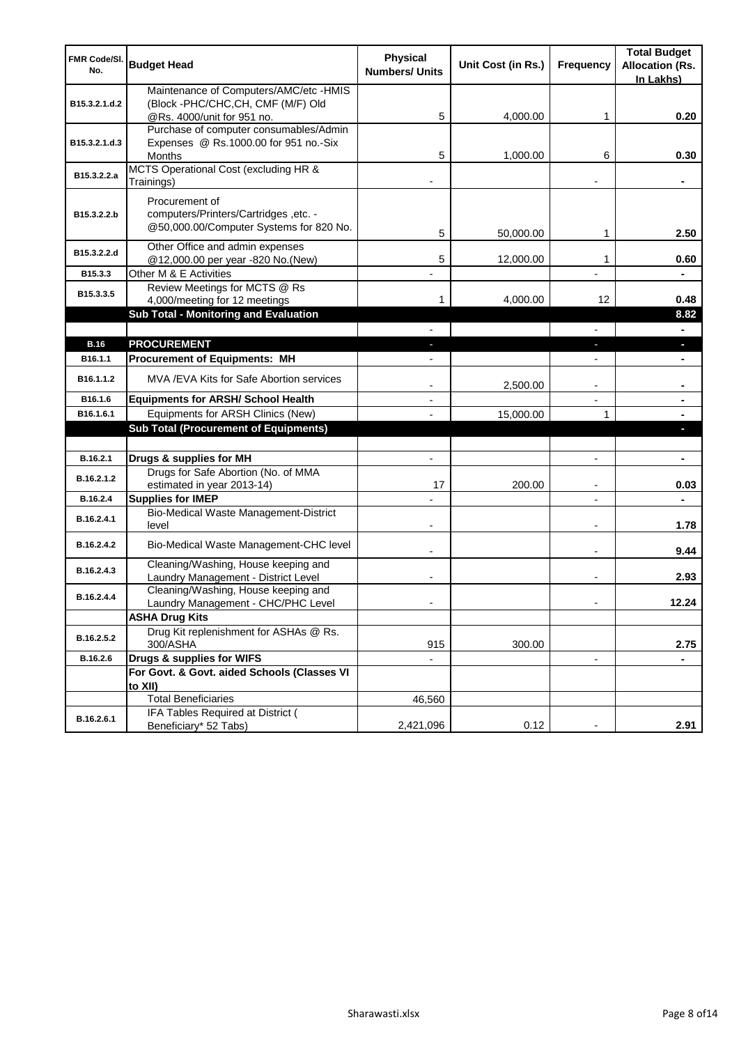| FMR Code/Sl. No. | Budget Head | Physical Numbers/ Units | Unit Cost (in Rs.) | Frequency | Total Budget Allocation (Rs. In Lakhs) |
|---|---|---|---|---|---|
| B15.3.2.1.d.2 | Maintenance of Computers/AMC/etc -HMIS (Block -PHC/CHC,CH, CMF (M/F) Old @Rs. 4000/unit for 951 no. | 5 | 4,000.00 | 1 | 0.20 |
| B15.3.2.1.d.3 | Purchase of computer consumables/Admin Expenses @ Rs.1000.00 for 951 no.-Six Months | 5 | 1,000.00 | 6 | 0.30 |
| B15.3.2.2.a | MCTS Operational Cost (excluding HR & Trainings) | - | | - | - |
| B15.3.2.2.b | Procurement of computers/Printers/Cartridges ,etc. - @50,000.00/Computer Systems for 820 No. | 5 | 50,000.00 | 1 | 2.50 |
| B15.3.2.2.d | Other Office and admin expenses @12,000.00 per year -820 No.(New) | 5 | 12,000.00 | 1 | 0.60 |
| B15.3.3 | Other M & E Activities | - | | - | - |
| B15.3.3.5 | Review Meetings for MCTS @ Rs 4,000/meeting for 12 meetings | 1 | 4,000.00 | 12 | 0.48 |
| | **Sub Total - Monitoring and Evaluation** | | | | **8.82** |
| | | - | | - | - |
| **B.16** | **PROCUREMENT** | - | | - | - |
| B16.1.1 | **Procurement of Equipments: MH** | - | | - | - |
| B16.1.1.2 | MVA /EVA Kits for Safe Abortion services | - | 2,500.00 | - | - |
| B16.1.6 | **Equipments for ARSH/ School Health** | - | | - | - |
| B16.1.6.1 | Equipments for ARSH Clinics (New) | - | 15,000.00 | 1 | - |
| | **Sub Total (Procurement of Equipments)** | | | | - |
| | | | | | |
| B.16.2.1 | **Drugs & supplies for MH** | - | | - | - |
| B.16.2.1.2 | Drugs for Safe Abortion (No. of MMA estimated in year 2013-14) | 17 | 200.00 | - | 0.03 |
| B.16.2.4 | **Supplies for IMEP** | - | | - | - |
| B.16.2.4.1 | Bio-Medical Waste Management-District level | - | | - | 1.78 |
| B.16.2.4.2 | Bio-Medical Waste Management-CHC level | - | | - | 9.44 |
| B.16.2.4.3 | Cleaning/Washing, House keeping and Laundry Management - District Level | - | | - | 2.93 |
| B.16.2.4.4 | Cleaning/Washing, House keeping and Laundry Management - CHC/PHC Level | - | | - | 12.24 |
| | **ASHA Drug Kits** | | | | |
| B.16.2.5.2 | Drug Kit replenishment for ASHAs @ Rs. 300/ASHA | 915 | 300.00 | | 2.75 |
| B.16.2.6 | **Drugs & supplies for WIFS** | - | | - | - |
| | **For Govt. & Govt. aided Schools (Classes VI to XII)** | | | | |
| | Total Beneficiaries | 46,560 | | | |
| B.16.2.6.1 | IFA Tables Required at District ( Beneficiary* 52 Tabs) | 2,421,096 | 0.12 | - | 2.91 |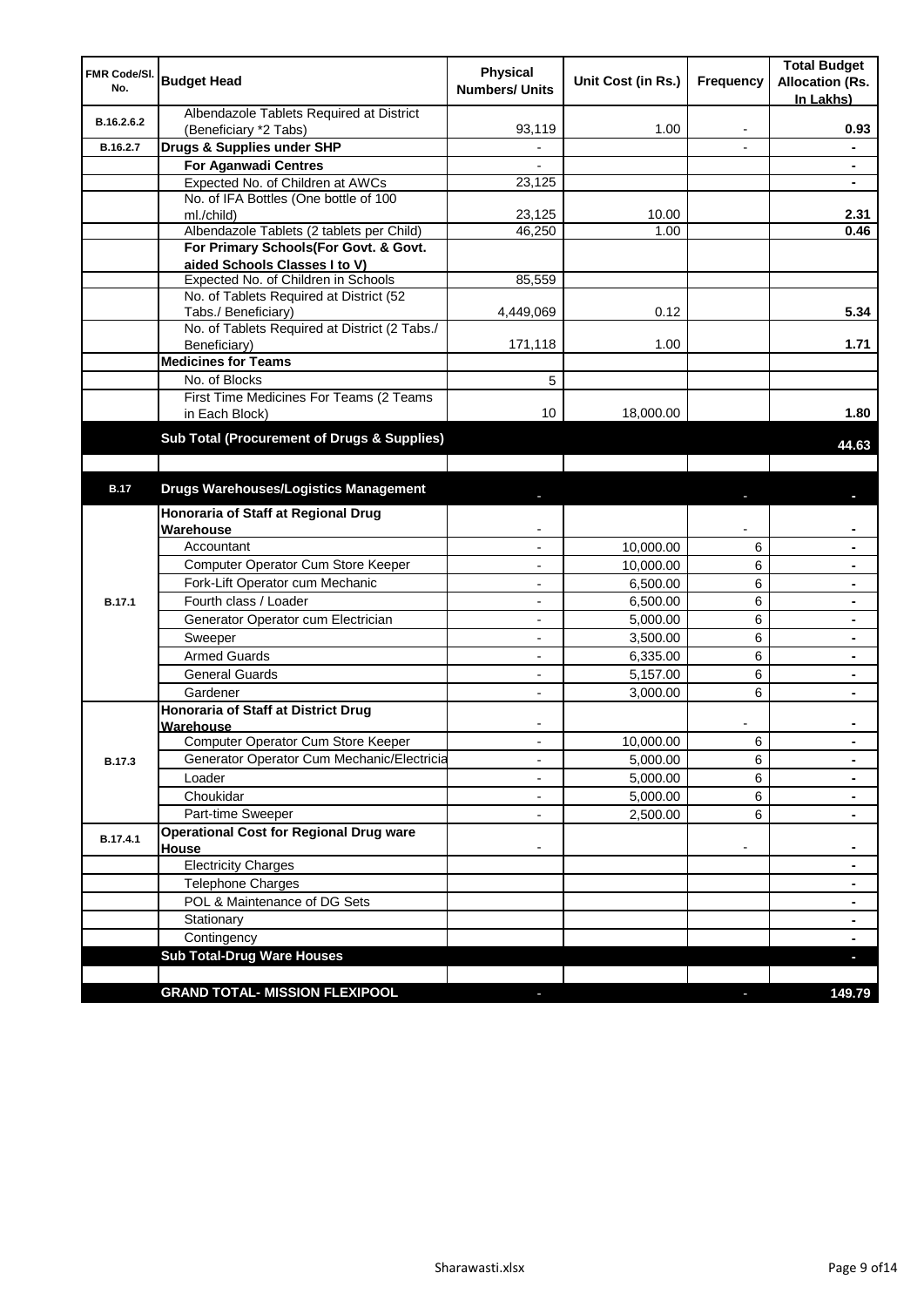| FMR Code/Sl. No. | Budget Head | Physical Numbers/ Units | Unit Cost (in Rs.) | Frequency | Total Budget Allocation (Rs. In Lakhs) |
|---|---|---|---|---|---|
| B.16.2.6.2 | Albendazole Tablets Required at District (Beneficiary *2 Tabs) | 93,119 | 1.00 | - | 0.93 |
| B.16.2.7 | **Drugs & Supplies under SHP** | - | | - | - |
| | **For Aganwadi Centres** | - | | | - |
| | Expected No. of Children at AWCs | 23,125 | | | - |
| | No. of IFA Bottles (One bottle of 100 ml./child) | 23,125 | 10.00 | | 2.31 |
| | Albendazole Tablets (2 tablets per Child) | 46,250 | 1.00 | | 0.46 |
| | **For Primary Schools(For Govt. & Govt. aided Schools Classes I to V)** | | | | |
| | Expected No. of Children in Schools | 85,559 | | | |
| | No. of Tablets Required at District (52 Tabs./ Beneficiary) | 4,449,069 | 0.12 | | 5.34 |
| | No. of Tablets Required at District (2 Tabs./ Beneficiary) | 171,118 | 1.00 | | 1.71 |
| | **Medicines for Teams** | | | | |
| | No. of Blocks | 5 | | | |
| | First Time Medicines For Teams (2 Teams in Each Block) | 10 | 18,000.00 | | 1.80 |
| | **Sub Total (Procurement of Drugs & Supplies)** | | | | **44.63** |
| | | | | | |
| **B.17** | **Drugs Warehouses/Logistics Management** | - | | - | - |
| B.17.1 | **Honoraria of Staff at Regional Drug Warehouse** | - | | - | - |
| | Accountant | - | 10,000.00 | 6 | - |
| | Computer Operator Cum Store Keeper | - | 10,000.00 | 6 | - |
| | Fork-Lift Operator cum Mechanic | - | 6,500.00 | 6 | - |
| | Fourth class / Loader | - | 6,500.00 | 6 | - |
| | Generator Operator cum Electrician | - | 5,000.00 | 6 | - |
| | Sweeper | - | 3,500.00 | 6 | - |
| | Armed Guards | - | 6,335.00 | 6 | - |
| | General Guards | - | 5,157.00 | 6 | - |
| | Gardener | - | 3,000.00 | 6 | - |
| B.17.3 | **Honoraria of Staff at District Drug Warehouse** | - | | - | - |
| | Computer Operator Cum Store Keeper | - | 10,000.00 | 6 | - |
| | Generator Operator Cum Mechanic/Electricia | - | 5,000.00 | 6 | - |
| | Loader | - | 5,000.00 | 6 | - |
| | Choukidar | - | 5,000.00 | 6 | - |
| | Part-time Sweeper | - | 2,500.00 | 6 | - |
| B.17.4.1 | **Operational Cost for Regional Drug ware House** | - | | - | - |
| | Electricity Charges | | | | - |
| | Telephone Charges | | | | - |
| | POL & Maintenance of DG Sets | | | | - |
| | Stationary | | | | - |
| | Contingency | | | | - |
| | **Sub Total-Drug Ware Houses** | | | | - |
| | | | | | |
| | **GRAND TOTAL- MISSION FLEXIPOOL** | - | | - | **149.79** |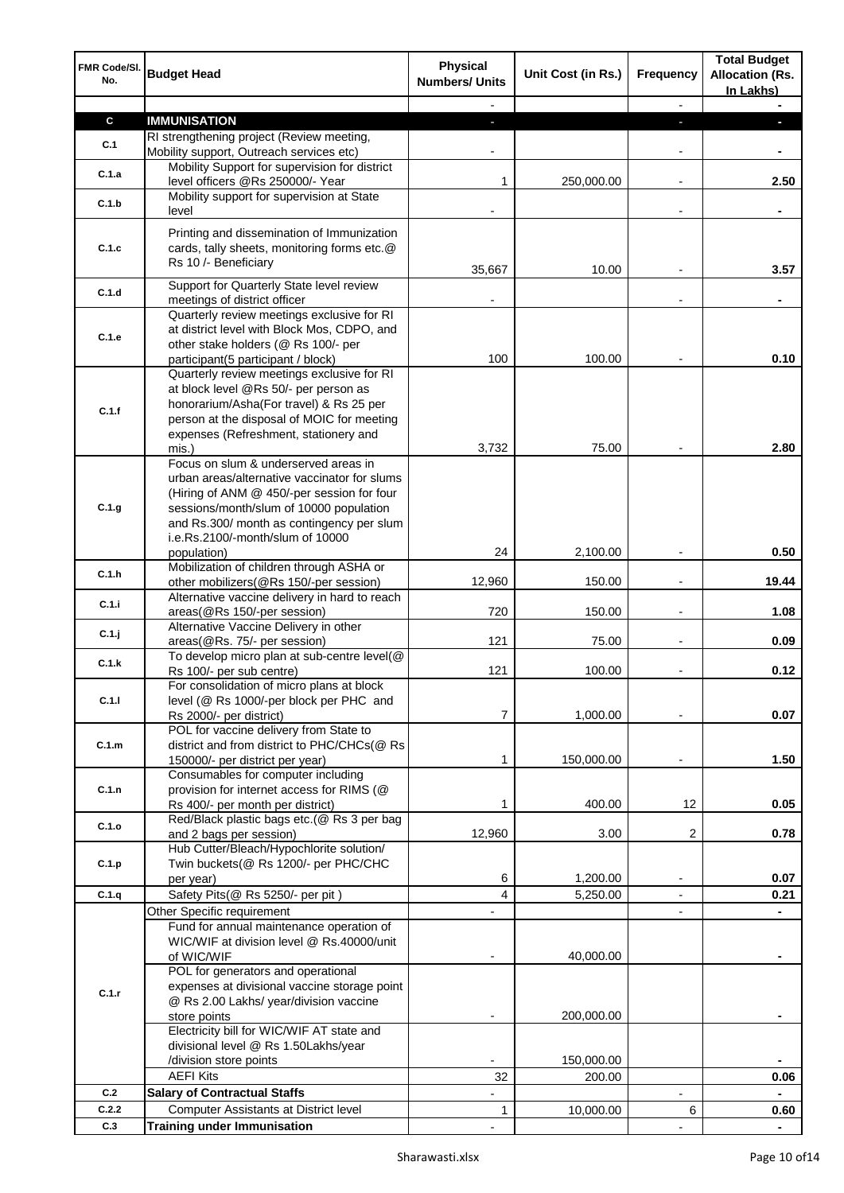| FMR Code/Sl. No. | Budget Head | Physical Numbers/ Units | Unit Cost (in Rs.) | Frequency | Total Budget Allocation (Rs. In Lakhs) |
|---|---|---|---|---|---|
| | | - | | - | - |
| **C** | **IMMUNISATION** | - | | - | - |
| C.1 | RI strengthening project (Review meeting, Mobility support, Outreach services etc) | - | | - | - |
| C.1.a | Mobility Support for supervision for district level officers @Rs 250000/- Year | 1 | 250,000.00 | - | 2.50 |
| C.1.b | Mobility support for supervision at State level | - | | - | - |
| C.1.c | Printing and dissemination of Immunization cards, tally sheets, monitoring forms etc.@ Rs 10 /- Beneficiary | 35,667 | 10.00 | - | 3.57 |
| C.1.d | Support for Quarterly State level review meetings of district officer | - | | - | - |
| C.1.e | Quarterly review meetings exclusive for RI at district level with Block Mos, CDPO, and other stake holders (@ Rs 100/- per participant(5 participant / block) | 100 | 100.00 | - | 0.10 |
| C.1.f | Quarterly review meetings exclusive for RI at block level @Rs 50/- per person as honorarium/Asha(For travel) & Rs 25 per person at the disposal of MOIC for meeting expenses (Refreshment, stationery and mis.) | 3,732 | 75.00 | - | 2.80 |
| C.1.g | Focus on slum & underserved areas in urban areas/alternative vaccinator for slums (Hiring of ANM @ 450/-per session for four sessions/month/slum of 10000 population and Rs.300/ month as contingency per slum i.e.Rs.2100/-month/slum of 10000 population) | 24 | 2,100.00 | - | 0.50 |
| C.1.h | Mobilization of children through ASHA or other mobilizers(@Rs 150/-per session) | 12,960 | 150.00 | - | 19.44 |
| C.1.i | Alternative vaccine delivery in hard to reach areas(@Rs 150/-per session) | 720 | 150.00 | - | 1.08 |
| C.1.j | Alternative Vaccine Delivery in other areas(@Rs. 75/- per session) | 121 | 75.00 | - | 0.09 |
| C.1.k | To develop micro plan at sub-centre level(@ Rs 100/- per sub centre) | 121 | 100.00 | - | 0.12 |
| C.1.l | For consolidation of micro plans at block level (@ Rs 1000/-per block per PHC and Rs 2000/- per district) | 7 | 1,000.00 | - | 0.07 |
| C.1.m | POL for vaccine delivery from State to district and from district to PHC/CHCs(@ Rs 150000/- per district per year) | 1 | 150,000.00 | - | 1.50 |
| C.1.n | Consumables for computer including provision for internet access for RIMS (@ Rs 400/- per month per district) | 1 | 400.00 | 12 | 0.05 |
| C.1.o | Red/Black plastic bags etc.(@ Rs 3 per bag and 2 bags per session) | 12,960 | 3.00 | 2 | 0.78 |
| C.1.p | Hub Cutter/Bleach/Hypochlorite solution/ Twin buckets(@ Rs 1200/- per PHC/CHC per year) | 6 | 1,200.00 | - | 0.07 |
| C.1.q | Safety Pits(@ Rs 5250/- per pit ) | 4 | 5,250.00 | - | 0.21 |
| C.1.r | Other Specific requirement | - | | - | - |
| | Fund for annual maintenance operation of WIC/WIF at division level @ Rs.40000/unit of WIC/WIF | - | 40,000.00 | | - |
| | POL for generators and operational expenses at divisional vaccine storage point @ Rs 2.00 Lakhs/ year/division vaccine store points | - | 200,000.00 | | - |
| | Electricity bill for WIC/WIF AT state and divisional level @ Rs 1.50Lakhs/year /division store points | - | 150,000.00 | | - |
| | AEFI Kits | 32 | 200.00 | | 0.06 |
| C.2 | **Salary of Contractual Staffs** | - | | - | - |
| C.2.2 | Computer Assistants at District level | 1 | 10,000.00 | 6 | 0.60 |
| C.3 | **Training under Immunisation** | - | | - | - |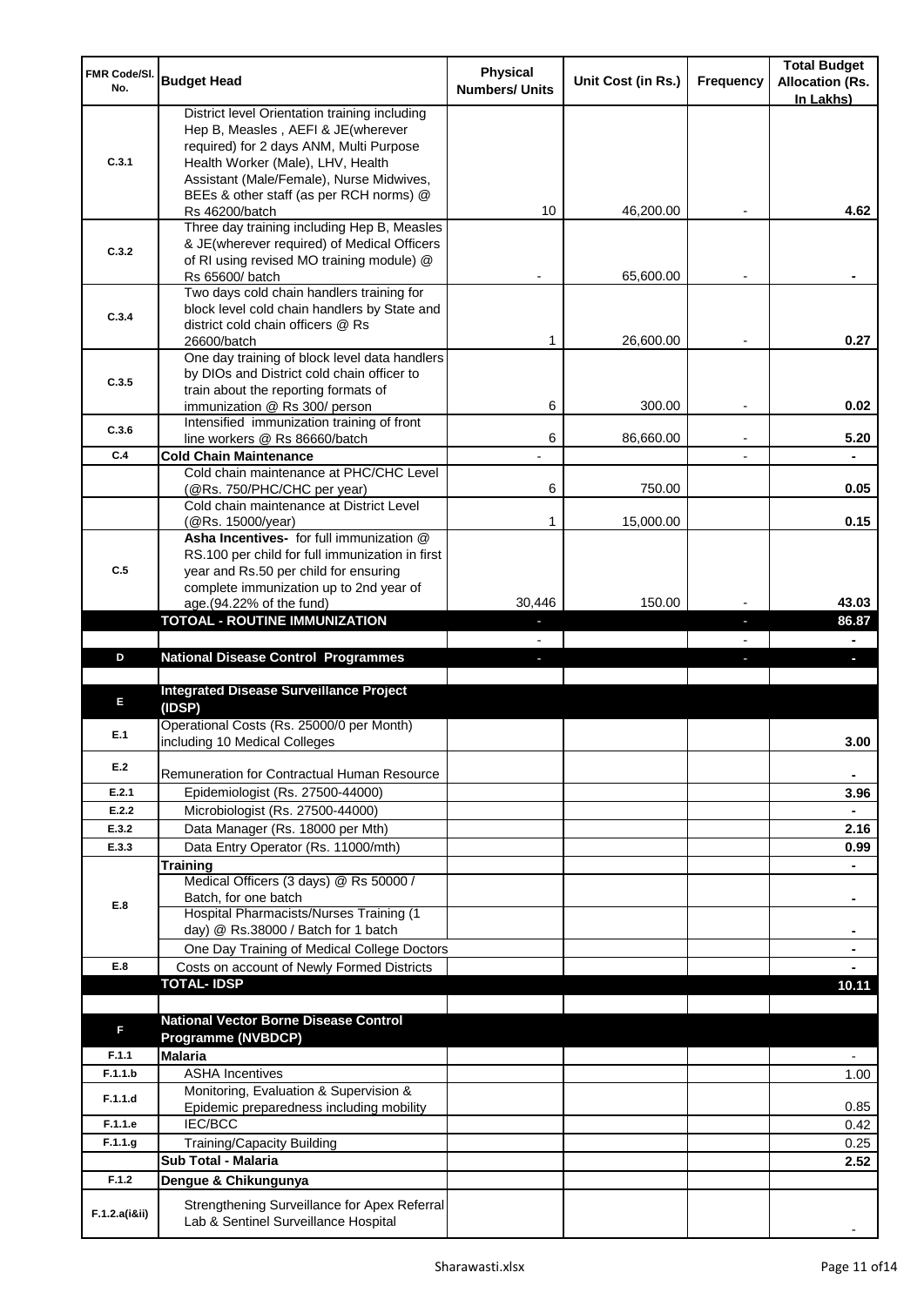| FMR Code/Sl. No. | Budget Head | Physical Numbers/ Units | Unit Cost (in Rs.) | Frequency | Total Budget Allocation (Rs. In Lakhs) |
|---|---|---|---|---|---|
| C.3.1 | District level Orientation training including Hep B, Measles , AEFI & JE(wherever required) for 2 days ANM, Multi Purpose Health Worker (Male), LHV, Health Assistant (Male/Female), Nurse Midwives, BEEs & other staff (as per RCH norms) @ Rs 46200/batch | 10 | 46,200.00 | - | 4.62 |
| C.3.2 | Three day training including Hep B, Measles & JE(wherever required) of Medical Officers of RI using revised MO training module) @ Rs 65600/ batch | - | 65,600.00 | - | - |
| C.3.4 | Two days cold chain handlers training for block level cold chain handlers by State and district cold chain officers @ Rs 26600/batch | 1 | 26,600.00 | - | 0.27 |
| C.3.5 | One day training of block level data handlers by DIOs and District cold chain officer to train about the reporting formats of immunization @ Rs 300/ person | 6 | 300.00 | - | 0.02 |
| C.3.6 | Intensified immunization training of front line workers @ Rs 86660/batch | 6 | 86,660.00 | - | 5.20 |
| C.4 | **Cold Chain Maintenance** | - | | - | - |
| | Cold chain maintenance at PHC/CHC Level (@Rs. 750/PHC/CHC per year) | 6 | 750.00 | | 0.05 |
| | Cold chain maintenance at District Level (@Rs. 15000/year) | 1 | 15,000.00 | | 0.15 |
| C.5 | **Asha Incentives-** for full immunization @ RS.100 per child for full immunization in first year and Rs.50 per child for ensuring complete immunization up to 2nd year of age.(94.22% of the fund) | 30,446 | 150.00 | - | 43.03 |
| | **TOTOAL - ROUTINE IMMUNIZATION** | - | | - | **86.87** |
| | | - | | - | - |
| **D** | **National Disease Control Programmes** | - | | - | - |
| | | | | | |
| **E** | **Integrated Disease Surveillance Project (IDSP)** | | | | |
| E.1 | Operational Costs (Rs. 25000/0 per Month) including 10 Medical Colleges | | | | 3.00 |
| E.2 | Remuneration for Contractual Human Resource | | | | - |
| E.2.1 | Epidemiologist (Rs. 27500-44000) | | | | 3.96 |
| E.2.2 | Microbiologist (Rs. 27500-44000) | | | | - |
| E.3.2 | Data Manager (Rs. 18000 per Mth) | | | | 2.16 |
| E.3.3 | Data Entry Operator (Rs. 11000/mth) | | | | 0.99 |
| E.8 | **Training** | | | | - |
| | Medical Officers (3 days) @ Rs 50000 / Batch, for one batch | | | | - |
| | Hospital Pharmacists/Nurses Training (1 day) @ Rs.38000 / Batch for 1 batch | | | | - |
| | One Day Training of Medical College Doctors | | | | - |
| E.8 | Costs on account of Newly Formed Districts | | | | - |
| | **TOTAL- IDSP** | | | | **10.11** |
| | | | | | |
| **F** | **National Vector Borne Disease Control Programme (NVBDCP)** | | | | |
| F.1.1 | **Malaria** | | | | - |
| F.1.1.b | ASHA Incentives | | | | 1.00 |
| F.1.1.d | Monitoring, Evaluation & Supervision & Epidemic preparedness including mobility | | | | 0.85 |
| F.1.1.e | IEC/BCC | | | | 0.42 |
| F.1.1.g | Training/Capacity Building | | | | 0.25 |
| | **Sub Total - Malaria** | | | | **2.52** |
| F.1.2 | **Dengue & Chikungunya** | | | | |
| F.1.2.a(i&ii) | Strengthening Surveillance for Apex Referral Lab & Sentinel Surveillance Hospital | | | | - |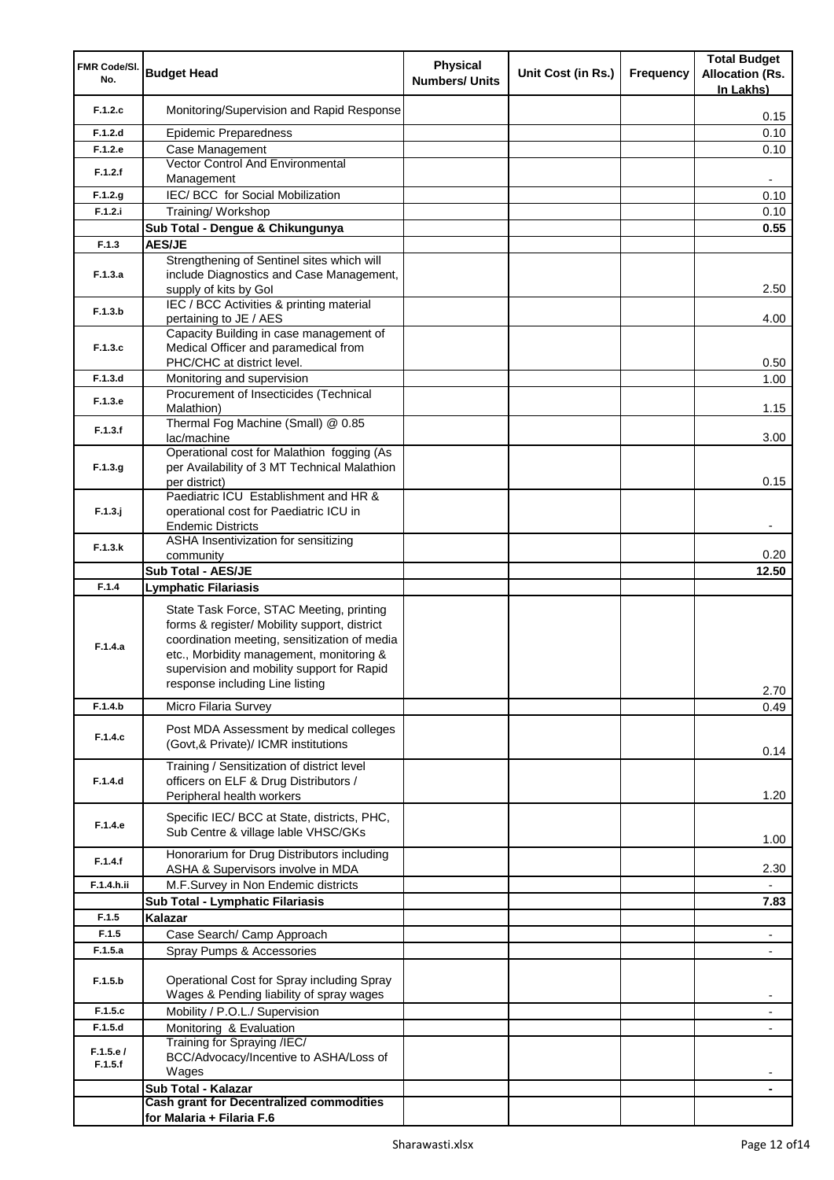| FMR Code/Sl. No. | Budget Head | Physical Numbers/ Units | Unit Cost (in Rs.) | Frequency | Total Budget Allocation (Rs. In Lakhs) |
|---|---|---|---|---|---|
| F.1.2.c | Monitoring/Supervision and Rapid Response | | | | 0.15 |
| F.1.2.d | Epidemic Preparedness | | | | 0.10 |
| F.1.2.e | Case Management | | | | 0.10 |
| F.1.2.f | Vector Control And Environmental Management | | | | - |
| F.1.2.g | IEC/ BCC for Social Mobilization | | | | 0.10 |
| F.1.2.i | Training/ Workshop | | | | 0.10 |
| | **Sub Total - Dengue & Chikungunya** | | | | **0.55** |
| F.1.3 | **AES/JE** | | | | |
| F.1.3.a | Strengthening of Sentinel sites which will include Diagnostics and Case Management, supply of kits by GoI | | | | 2.50 |
| F.1.3.b | IEC / BCC Activities & printing material pertaining to JE / AES | | | | 4.00 |
| F.1.3.c | Capacity Building in case management of Medical Officer and paramedical from PHC/CHC at district level. | | | | 0.50 |
| F.1.3.d | Monitoring and supervision | | | | 1.00 |
| F.1.3.e | Procurement of Insecticides (Technical Malathion) | | | | 1.15 |
| F.1.3.f | Thermal Fog Machine (Small) @ 0.85 lac/machine | | | | 3.00 |
| F.1.3.g | Operational cost for Malathion fogging (As per Availability of 3 MT Technical Malathion per district) | | | | 0.15 |
| F.1.3.j | Paediatric ICU Establishment and HR & operational cost for Paediatric ICU in Endemic Districts | | | | - |
| F.1.3.k | ASHA Insentivization for sensitizing community | | | | 0.20 |
| | **Sub Total - AES/JE** | | | | **12.50** |
| F.1.4 | **Lymphatic Filariasis** | | | | |
| F.1.4.a | State Task Force, STAC Meeting, printing forms & register/ Mobility support, district coordination meeting, sensitization of media etc., Morbidity management, monitoring & supervision and mobility support for Rapid response including Line listing | | | | 2.70 |
| F.1.4.b | Micro Filaria Survey | | | | 0.49 |
| F.1.4.c | Post MDA Assessment by medical colleges (Govt,& Private)/ ICMR institutions | | | | 0.14 |
| F.1.4.d | Training / Sensitization of district level officers on ELF & Drug Distributors / Peripheral health workers | | | | 1.20 |
| F.1.4.e | Specific IEC/ BCC at State, districts, PHC, Sub Centre & village lable VHSC/GKs | | | | 1.00 |
| F.1.4.f | Honorarium for Drug Distributors including ASHA & Supervisors involve in MDA | | | | 2.30 |
| F.1.4.h.ii | M.F.Survey in Non Endemic districts | | | | - |
| | **Sub Total - Lymphatic Filariasis** | | | | **7.83** |
| F.1.5 | **Kalazar** | | | | |
| F.1.5 | Case Search/ Camp Approach | | | | - |
| F.1.5.a | Spray Pumps & Accessories | | | | - |
| F.1.5.b | Operational Cost for Spray including Spray Wages & Pending liability of spray wages | | | | - |
| F.1.5.c | Mobility / P.O.L./ Supervision | | | | - |
| F.1.5.d | Monitoring & Evaluation | | | | - |
| F.1.5.e / F.1.5.f | Training for Spraying /IEC/ BCC/Advocacy/Incentive to ASHA/Loss of Wages | | | | - |
| | **Sub Total - Kalazar** | | | | **-** |
| | **Cash grant for Decentralized commodities for Malaria + Filaria F.6** | | | | |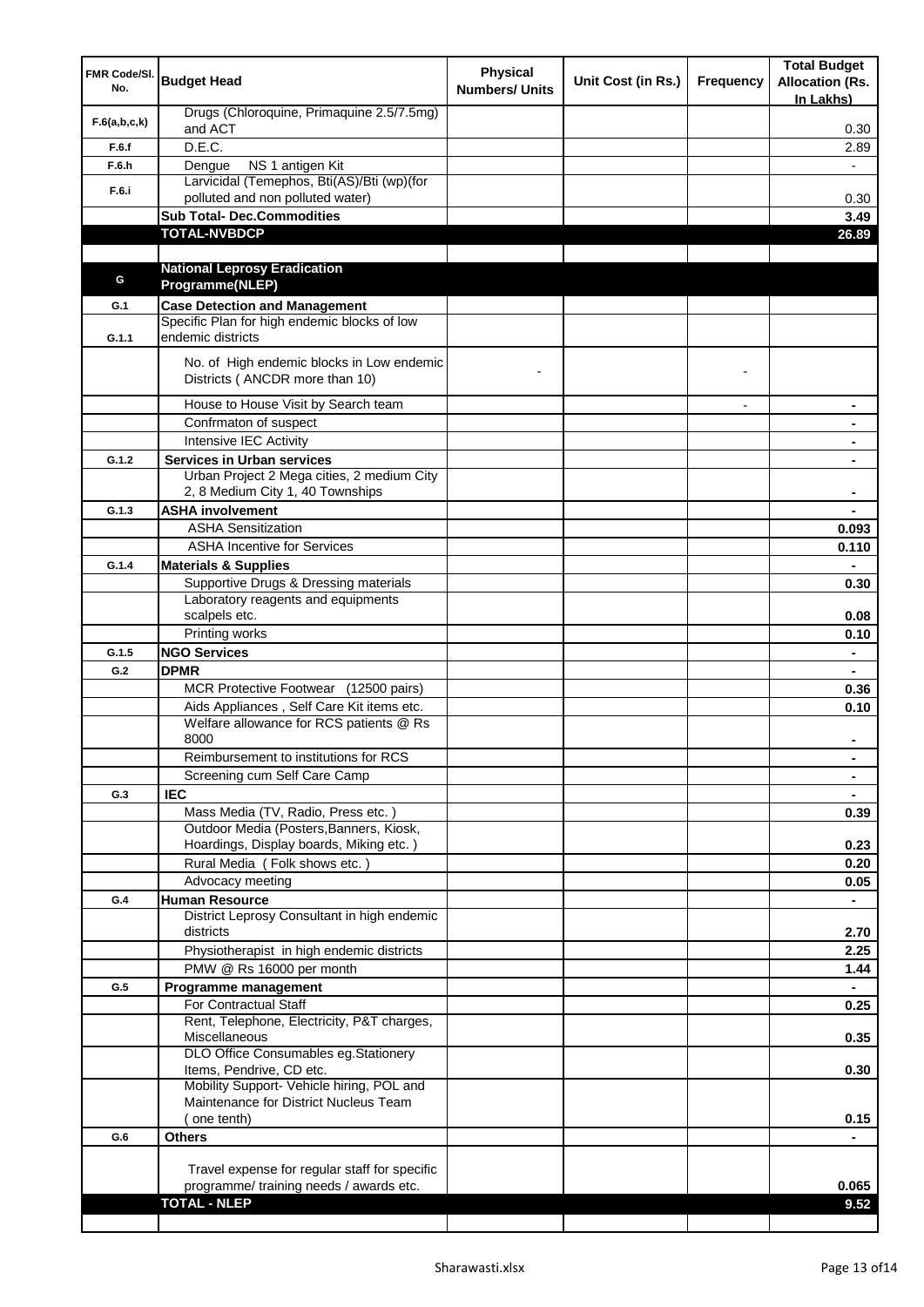| FMR Code/Sl. No. | Budget Head | Physical Numbers/ Units | Unit Cost (in Rs.) | Frequency | Total Budget Allocation (Rs. In Lakhs) |
|---|---|---|---|---|---|
| F.6(a,b,c,k) | Drugs (Chloroquine, Primaquine 2.5/7.5mg) and ACT | | | | 0.30 |
| F.6.f | D.E.C. | | | | 2.89 |
| F.6.h | Dengue NS 1 antigen Kit | | | | - |
| F.6.i | Larvicidal (Temephos, Bti(AS)/Bti (wp)(for polluted and non polluted water) | | | | 0.30 |
| | **Sub Total- Dec.Commodities** | | | | **3.49** |
| | **TOTAL-NVBDCP** | | | | **26.89** |
| | | | | | |
| G | **National Leprosy Eradication Programme(NLEP)** | | | | |
| G.1 | **Case Detection and Management** | | | | |
| G.1.1 | Specific Plan for high endemic blocks of low endemic districts | | | | |
| | No. of High endemic blocks in Low endemic Districts ( ANCDR more than 10) | - | | - | |
| | House to House Visit by Search team | | | - | - |
| | Confrmaton of suspect | | | | - |
| | Intensive IEC Activity | | | | - |
| G.1.2 | **Services in Urban services** | | | | - |
| | Urban Project 2 Mega cities, 2 medium City 2, 8 Medium City 1, 40 Townships | | | | - |
| G.1.3 | **ASHA involvement** | | | | - |
| | ASHA Sensitization | | | | 0.093 |
| | ASHA Incentive for Services | | | | 0.110 |
| G.1.4 | **Materials & Supplies** | | | | - |
| | Supportive Drugs & Dressing materials | | | | 0.30 |
| | Laboratory reagents and equipments scalpels etc. | | | | 0.08 |
| | Printing works | | | | 0.10 |
| G.1.5 | **NGO Services** | | | | - |
| G.2 | **DPMR** | | | | - |
| | MCR Protective Footwear (12500 pairs) | | | | 0.36 |
| | Aids Appliances , Self Care Kit items etc. | | | | 0.10 |
| | Welfare allowance for RCS patients @ Rs 8000 | | | | - |
| | Reimbursement to institutions for RCS | | | | - |
| | Screening cum Self Care Camp | | | | - |
| G.3 | **IEC** | | | | - |
| | Mass Media (TV, Radio, Press etc. ) | | | | 0.39 |
| | Outdoor Media (Posters,Banners, Kiosk, Hoardings, Display boards, Miking etc. ) | | | | 0.23 |
| | Rural Media ( Folk shows etc. ) | | | | 0.20 |
| | Advocacy meeting | | | | 0.05 |
| G.4 | **Human Resource** | | | | - |
| | District Leprosy Consultant in high endemic districts | | | | 2.70 |
| | Physiotherapist in high endemic districts | | | | 2.25 |
| | PMW @ Rs 16000 per month | | | | 1.44 |
| G.5 | **Programme management** | | | | - |
| | For Contractual Staff | | | | 0.25 |
| | Rent, Telephone, Electricity, P&T charges, Miscellaneous | | | | 0.35 |
| | DLO Office Consumables eg.Stationery Items, Pendrive, CD etc. | | | | 0.30 |
| | Mobility Support- Vehicle hiring, POL and Maintenance for District Nucleus Team ( one tenth) | | | | 0.15 |
| G.6 | **Others** | | | | - |
| | Travel expense for regular staff for specific programme/ training needs / awards etc. | | | | 0.065 |
| | **TOTAL - NLEP** | | | | **9.52** |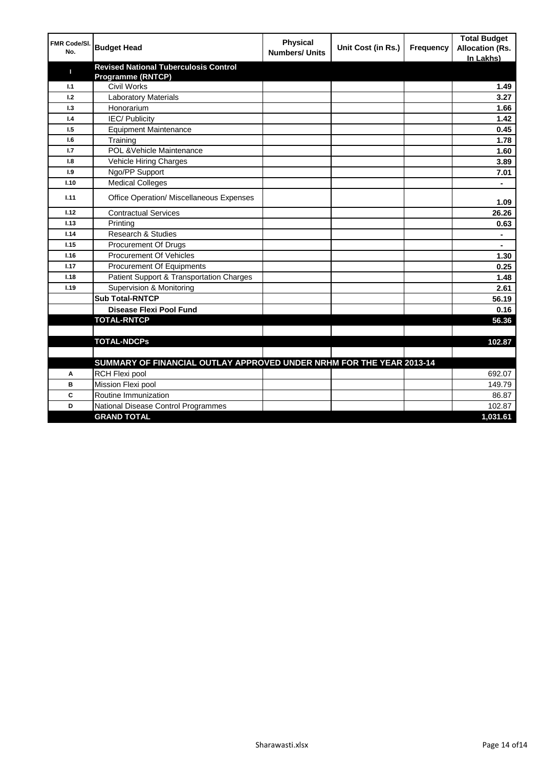| FMR Code/Sl. No. | Budget Head | Physical Numbers/ Units | Unit Cost (in Rs.) | Frequency | Total Budget Allocation (Rs. In Lakhs) |
|---|---|---|---|---|---|
| **I** | **Revised National Tuberculosis Control Programme (RNTCP)** | | | | |
| I.1 | Civil Works | | | | **1.49** |
| I.2 | Laboratory Materials | | | | **3.27** |
| I.3 | Honorarium | | | | **1.66** |
| I.4 | IEC/ Publicity | | | | **1.42** |
| I.5 | Equipment Maintenance | | | | **0.45** |
| I.6 | Training | | | | **1.78** |
| I.7 | POL &Vehicle Maintenance | | | | **1.60** |
| I.8 | Vehicle Hiring Charges | | | | **3.89** |
| I.9 | Ngo/PP Support | | | | **7.01** |
| I.10 | Medical Colleges | | | | **-** |
| I.11 | Office Operation/ Miscellaneous Expenses | | | | **1.09** |
| I.12 | Contractual Services | | | | **26.26** |
| I.13 | Printing | | | | **0.63** |
| I.14 | Research & Studies | | | | **-** |
| I.15 | Procurement Of Drugs | | | | **-** |
| I.16 | Procurement Of Vehicles | | | | **1.30** |
| I.17 | Procurement Of Equipments | | | | **0.25** |
| I.18 | Patient Support & Transportation Charges | | | | **1.48** |
| I.19 | Supervision & Monitoring | | | | **2.61** |
| | **Sub Total-RNTCP** | | | | **56.19** |
| | **Disease Flexi Pool Fund** | | | | **0.16** |
| | **TOTAL-RNTCP** | | | | **56.36** |
| | | | | | |
| | **TOTAL-NDCPs** | | | | **102.87** |
| | | | | | |
| | **SUMMARY OF FINANCIAL OUTLAY APPROVED UNDER NRHM FOR THE YEAR 2013-14** | | | | |
| A | RCH Flexi pool | | | | 692.07 |
| B | Mission Flexi pool | | | | 149.79 |
| C | Routine Immunization | | | | 86.87 |
| D | National Disease Control Programmes | | | | 102.87 |
| | **GRAND TOTAL** | | | | **1,031.61** |

Sharawasti.xlsx